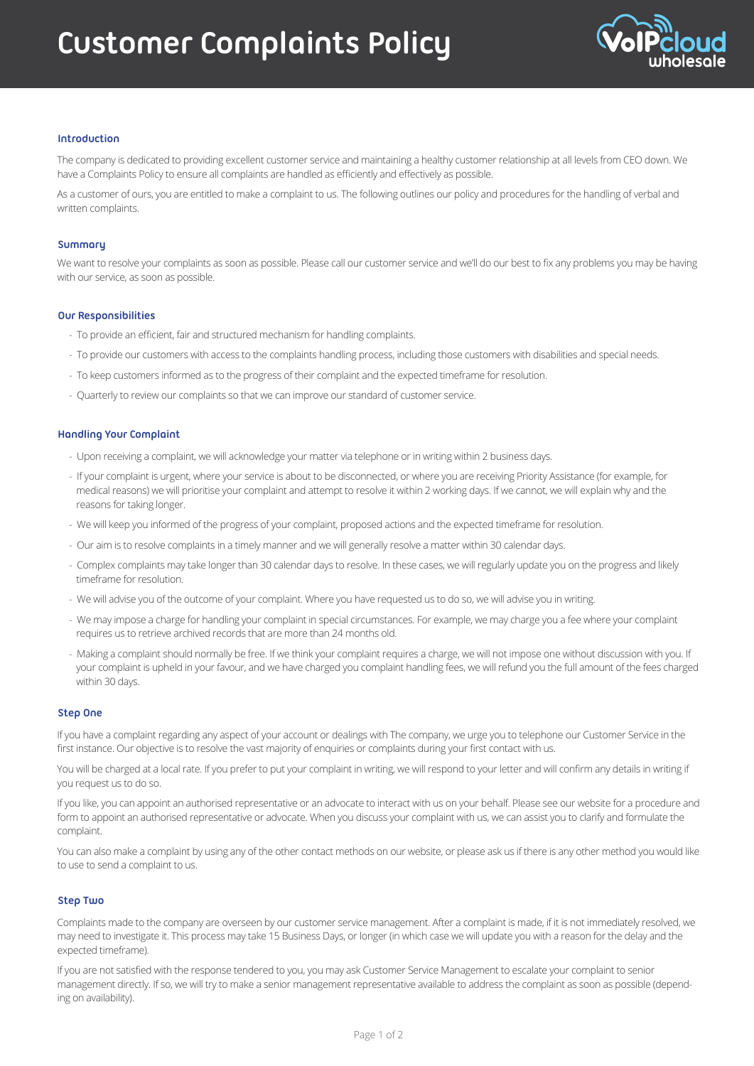# Customer Complaints Policy

## Introduction

The company is dedicated to providing excellent customer service and maintaining a healthy customer relationship at all levels from CEO down. We have a Complaints Policy to ensure all complaints are handled as efficiently and effectively as possible.

As a customer of ours, you are entitled to make a complaint to us. The following outlines our policy and procedures for the handling of verbal and written complaints.

## Summary

We want to resolve your complaints as soon as possible. Please call our customer service and we'll do our best to fix any problems you may be having with our service, as soon as possible.

## Our Responsibilities

- To provide an efficient, fair and structured mechanism for handling complaints.
- To provide our customers with access to the complaints handling process, including those customers with disabilities and special needs.
- To keep customers informed as to the progress of their complaint and the expected timeframe for resolution.
- Quarterly to review our complaints so that we can improve our standard of customer service.

## Handling Your Complaint

- Upon receiving a complaint, we will acknowledge your matter via telephone or in writing within 2 business days.
- If your complaint is urgent, where your service is about to be disconnected, or where you are receiving Priority Assistance (for example, for medical reasons) we will prioritise your complaint and attempt to resolve it within 2 working days. If we cannot, we will explain why and the reasons for taking longer.
- We will keep you informed of the progress of your complaint, proposed actions and the expected timeframe for resolution.
- Our aim is to resolve complaints in a timely manner and we will generally resolve a matter within 30 calendar days.
- Complex complaints may take longer than 30 calendar days to resolve. In these cases, we will regularly update you on the progress and likely timeframe for resolution.
- We will advise you of the outcome of your complaint. Where you have requested us to do so, we will advise you in writing.
- We may impose a charge for handling your complaint in special circumstances. For example, we may charge you a fee where your complaint requires us to retrieve archived records that are more than 24 months old.
- Making a complaint should normally be free. If we think your complaint requires a charge, we will not impose one without discussion with you. If your complaint is upheld in your favour, and we have charged you complaint handling fees, we will refund you the full amount of the fees charged within 30 days.

## Step One

If you have a complaint regarding any aspect of your account or dealings with The company, we urge you to telephone our Customer Service in the first instance. Our objective is to resolve the vast majority of enquiries or complaints during your first contact with us.

You will be charged at a local rate. If you prefer to put your complaint in writing, we will respond to your letter and will confirm any details in writing if you request us to do so.

If you like, you can appoint an authorised representative or an advocate to interact with us on your behalf. Please see our website for a procedure and form to appoint an authorised representative or advocate. When you discuss your complaint with us, we can assist you to clarify and formulate the complaint.

You can also make a complaint by using any of the other contact methods on our website, or please ask us if there is any other method you would like to use to send a complaint to us.

## Step Two

Complaints made to the company are overseen by our customer service management. After a complaint is made, if it is not immediately resolved, we may need to investigate it. This process may take 15 Business Days, or longer (in which case we will update you with a reason for the delay and the expected timeframe).

If you are not satisfied with the response tendered to you, you may ask Customer Service Management to escalate your complaint to senior management directly. If so, we will try to make a senior management representative available to address the complaint as soon as possible (depending on availability).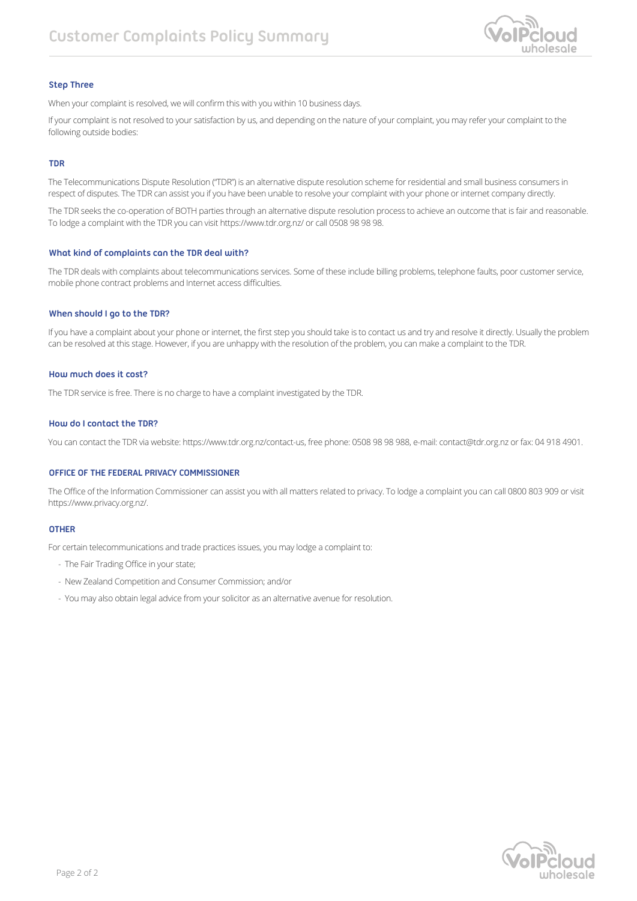### Step Three

When your complaint is resolved, we will confirm this with you within 10 business days.

If your complaint is not resolved to your satisfaction by us, and depending on the nature of your complaint, you may refer your complaint to the following outside bodies:

### TDR

The Telecommunications Dispute Resolution ("TDR") is an alternative dispute resolution scheme for residential and small business consumers in respect of disputes. The TDR can assist you if you have been unable to resolve your complaint with your phone or internet company directly.

The TDR seeks the co-operation of BOTH parties through an alternative dispute resolution process to achieve an outcome that is fair and reasonable. To lodge a complaint with the TDR you can visit https://www.tdr.org.nz/ or call 0508 98 98 98.

### What kind of complaints can the TDR deal with?

The TDR deals with complaints about telecommunications services. Some of these include billing problems, telephone faults, poor customer service, mobile phone contract problems and Internet access difficulties.

### When should I go to the TDR?

If you have a complaint about your phone or internet, the first step you should take is to contact us and try and resolve it directly. Usually the problem can be resolved at this stage. However, if you are unhappy with the resolution of the problem, you can make a complaint to the TDR.

### How much does it cost?

The TDR service is free. There is no charge to have a complaint investigated by the TDR.

### How do I contact the TDR?

You can contact the TDR via website: https://www.tdr.org.nz/contact-us, free phone: 0508 98 98 988, e-mail: contact@tdr.org.nz or fax: 04 918 4901.

### OFFICE OF THE FEDERAL PRIVACY COMMISSIONER

The Office of the Information Commissioner can assist you with all matters related to privacy. To lodge a complaint you can call 0800 803 909 or visit https://www.privacy.org.nz/.

### OTHER

For certain telecommunications and trade practices issues, you may lodge a complaint to:

- The Fair Trading Office in your state;
- New Zealand Competition and Consumer Commission; and/or
- You may also obtain legal advice from your solicitor as an alternative avenue for resolution.